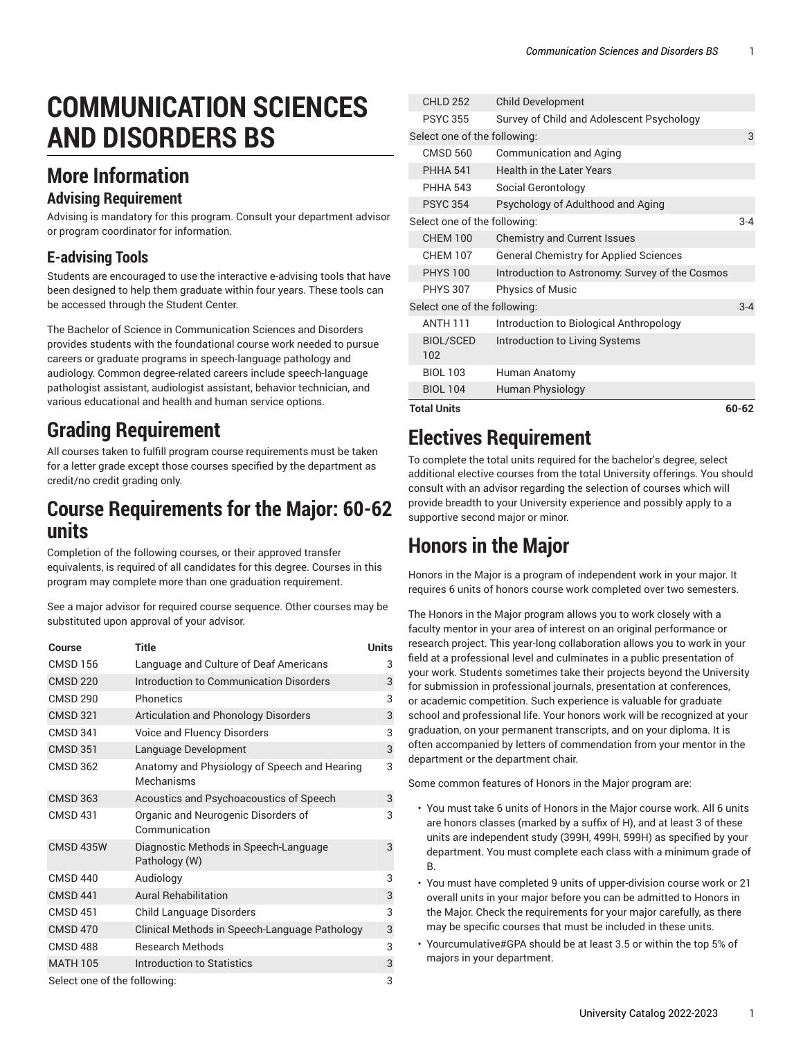# COMMUNICATION SCIENCES AND DISORDERS BS

## More Information

### Advising Requirement

Advising is mandatory for this program. Consult your department advisor or program coordinator for information.

### E-advising Tools

Students are encouraged to use the interactive e-advising tools that have been designed to help them graduate within four years. These tools can be accessed through the Student Center.

The Bachelor of Science in Communication Sciences and Disorders provides students with the foundational course work needed to pursue careers or graduate programs in speech-language pathology and audiology. Common degree-related careers include speech-language pathologist assistant, audiologist assistant, behavior technician, and various educational and health and human service options.

## Grading Requirement

All courses taken to fulfill program course requirements must be taken for a letter grade except those courses specified by the department as credit/no credit grading only.

## Course Requirements for the Major: 60-62 units

Completion of the following courses, or their approved transfer equivalents, is required of all candidates for this degree. Courses in this program may complete more than one graduation requirement.

See a major advisor for required course sequence. Other courses may be substituted upon approval of your advisor.

| Course | Title | Units |
|---|---|---|
| CMSD 156 | Language and Culture of Deaf Americans | 3 |
| CMSD 220 | Introduction to Communication Disorders | 3 |
| CMSD 290 | Phonetics | 3 |
| CMSD 321 | Articulation and Phonology Disorders | 3 |
| CMSD 341 | Voice and Fluency Disorders | 3 |
| CMSD 351 | Language Development | 3 |
| CMSD 362 | Anatomy and Physiology of Speech and Hearing Mechanisms | 3 |
| CMSD 363 | Acoustics and Psychoacoustics of Speech | 3 |
| CMSD 431 | Organic and Neurogenic Disorders of Communication | 3 |
| CMSD 435W | Diagnostic Methods in Speech-Language Pathology (W) | 3 |
| CMSD 440 | Audiology | 3 |
| CMSD 441 | Aural Rehabilitation | 3 |
| CMSD 451 | Child Language Disorders | 3 |
| CMSD 470 | Clinical Methods in Speech-Language Pathology | 3 |
| CMSD 488 | Research Methods | 3 |
| MATH 105 | Introduction to Statistics | 3 |
| Select one of the following: | | 3 |
| CHLD 252 | Child Development | |
| PSYC 355 | Survey of Child and Adolescent Psychology | |
| Select one of the following: | | 3 |
| CMSD 560 | Communication and Aging | |
| PHHA 541 | Health in the Later Years | |
| PHHA 543 | Social Gerontology | |
| PSYC 354 | Psychology of Adulthood and Aging | |
| Select one of the following: | | 3-4 |
| CHEM 100 | Chemistry and Current Issues | |
| CHEM 107 | General Chemistry for Applied Sciences | |
| PHYS 100 | Introduction to Astronomy: Survey of the Cosmos | |
| PHYS 307 | Physics of Music | |
| Select one of the following: | | 3-4 |
| ANTH 111 | Introduction to Biological Anthropology | |
| BIOL/SCED 102 | Introduction to Living Systems | |
| BIOL 103 | Human Anatomy | |
| BIOL 104 | Human Physiology | |
| **Total Units** | | **60-62** |

## Electives Requirement

To complete the total units required for the bachelor's degree, select additional elective courses from the total University offerings. You should consult with an advisor regarding the selection of courses which will provide breadth to your University experience and possibly apply to a supportive second major or minor.

## Honors in the Major

Honors in the Major is a program of independent work in your major. It requires 6 units of honors course work completed over two semesters.

The Honors in the Major program allows you to work closely with a faculty mentor in your area of interest on an original performance or research project. This year-long collaboration allows you to work in your field at a professional level and culminates in a public presentation of your work. Students sometimes take their projects beyond the University for submission in professional journals, presentation at conferences, or academic competition. Such experience is valuable for graduate school and professional life. Your honors work will be recognized at your graduation, on your permanent transcripts, and on your diploma. It is often accompanied by letters of commendation from your mentor in the department or the department chair.

Some common features of Honors in the Major program are:

- You must take 6 units of Honors in the Major course work. All 6 units are honors classes (marked by a suffix of H), and at least 3 of these units are independent study (399H, 499H, 599H) as specified by your department. You must complete each class with a minimum grade of B.
- You must have completed 9 units of upper-division course work or 21 overall units in your major before you can be admitted to Honors in the Major. Check the requirements for your major carefully, as there may be specific courses that must be included in these units.
- Yourcumulative#GPA should be at least 3.5 or within the top 5% of majors in your department.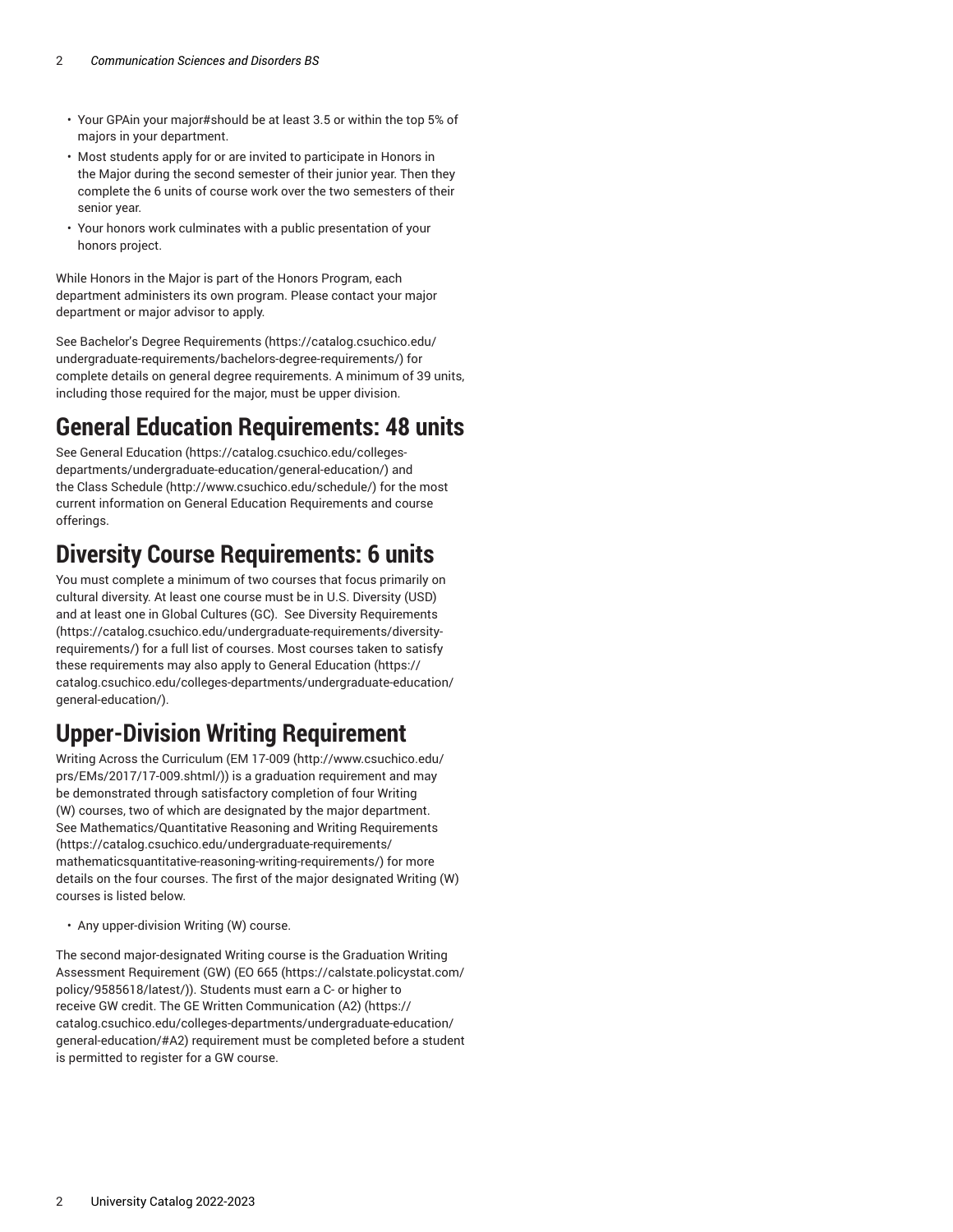- Your GPAin your major#should be at least 3.5 or within the top 5% of majors in your department.
- Most students apply for or are invited to participate in Honors in the Major during the second semester of their junior year. Then they complete the 6 units of course work over the two semesters of their senior year.
- Your honors work culminates with a public presentation of your honors project.

While Honors in the Major is part of the Honors Program, each department administers its own program. Please contact your major department or major advisor to apply.

See Bachelor's Degree Requirements (https://catalog.csuchico.edu/undergraduate-requirements/bachelors-degree-requirements/) for complete details on general degree requirements. A minimum of 39 units, including those required for the major, must be upper division.

## General Education Requirements: 48 units

See General Education (https://catalog.csuchico.edu/colleges-departments/undergraduate-education/general-education/) and the Class Schedule (http://www.csuchico.edu/schedule/) for the most current information on General Education Requirements and course offerings.

## Diversity Course Requirements: 6 units

You must complete a minimum of two courses that focus primarily on cultural diversity. At least one course must be in U.S. Diversity (USD) and at least one in Global Cultures (GC). See Diversity Requirements (https://catalog.csuchico.edu/undergraduate-requirements/diversity-requirements/) for a full list of courses. Most courses taken to satisfy these requirements may also apply to General Education (https://catalog.csuchico.edu/colleges-departments/undergraduate-education/general-education/).

## Upper-Division Writing Requirement

Writing Across the Curriculum (EM 17-009 (http://www.csuchico.edu/prs/EMs/2017/17-009.shtml/)) is a graduation requirement and may be demonstrated through satisfactory completion of four Writing (W) courses, two of which are designated by the major department. See Mathematics/Quantitative Reasoning and Writing Requirements (https://catalog.csuchico.edu/undergraduate-requirements/mathematicsquantitative-reasoning-writing-requirements/) for more details on the four courses. The first of the major designated Writing (W) courses is listed below.

- Any upper-division Writing (W) course.

The second major-designated Writing course is the Graduation Writing Assessment Requirement (GW) (EO 665 (https://calstate.policystat.com/policy/9585618/latest/)). Students must earn a C- or higher to receive GW credit. The GE Written Communication (A2) (https://catalog.csuchico.edu/colleges-departments/undergraduate-education/general-education/#A2) requirement must be completed before a student is permitted to register for a GW course.